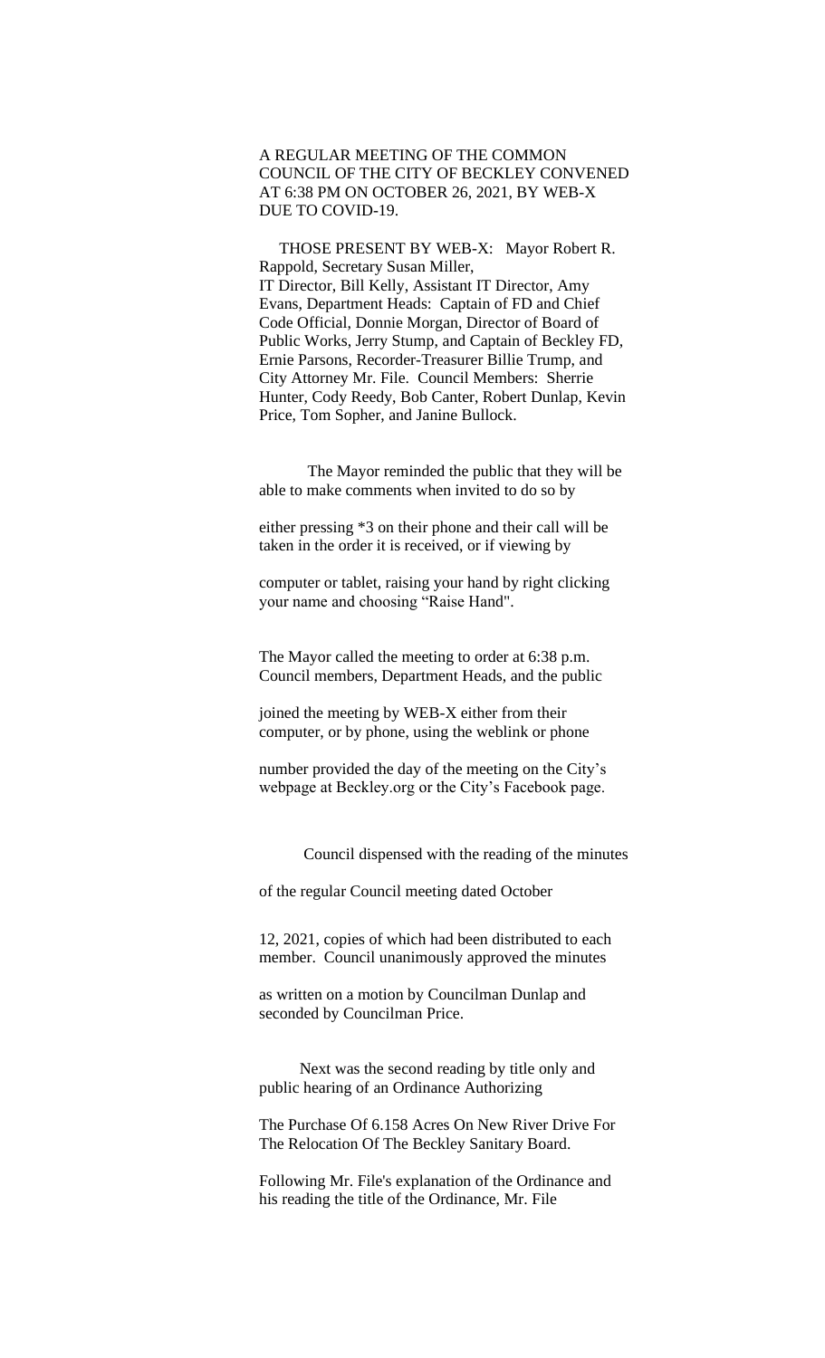A REGULAR MEETING OF THE COMMON COUNCIL OF THE CITY OF BECKLEY CONVENED AT 6:38 PM ON OCTOBER 26, 2021, BY WEB-X DUE TO COVID-19.

THOSE PRESENT BY WEB-X: Mayor Robert R. Rappold, Secretary Susan Miller, IT Director, Bill Kelly, Assistant IT Director, Amy Evans, Department Heads: Captain of FD and Chief Code Official, Donnie Morgan, Director of Board of Public Works, Jerry Stump, and Captain of Beckley FD, Ernie Parsons, Recorder-Treasurer Billie Trump, and City Attorney Mr. File. Council Members: Sherrie Hunter, Cody Reedy, Bob Canter, Robert Dunlap, Kevin Price, Tom Sopher, and Janine Bullock.

The Mayor reminded the public that they will be able to make comments when invited to do so by either pressing *3 on their phone and their call will be taken in the order it is received, or if viewing by computer or tablet, raising your hand by right clicking your name and choosing "Raise Hand".

The Mayor called the meeting to order at 6:38 p.m. Council members, Department Heads, and the public joined the meeting by WEB-X either from their computer, or by phone, using the weblink or phone number provided the day of the meeting on the City's webpage at Beckley.org or the City's Facebook page.

Council dispensed with the reading of the minutes of the regular Council meeting dated October 12, 2021, copies of which had been distributed to each member. Council unanimously approved the minutes as written on a motion by Councilman Dunlap and seconded by Councilman Price.

Next was the second reading by title only and public hearing of an Ordinance Authorizing The Purchase Of 6.158 Acres On New River Drive For The Relocation Of The Beckley Sanitary Board.

Following Mr. File's explanation of the Ordinance and his reading the title of the Ordinance, Mr. File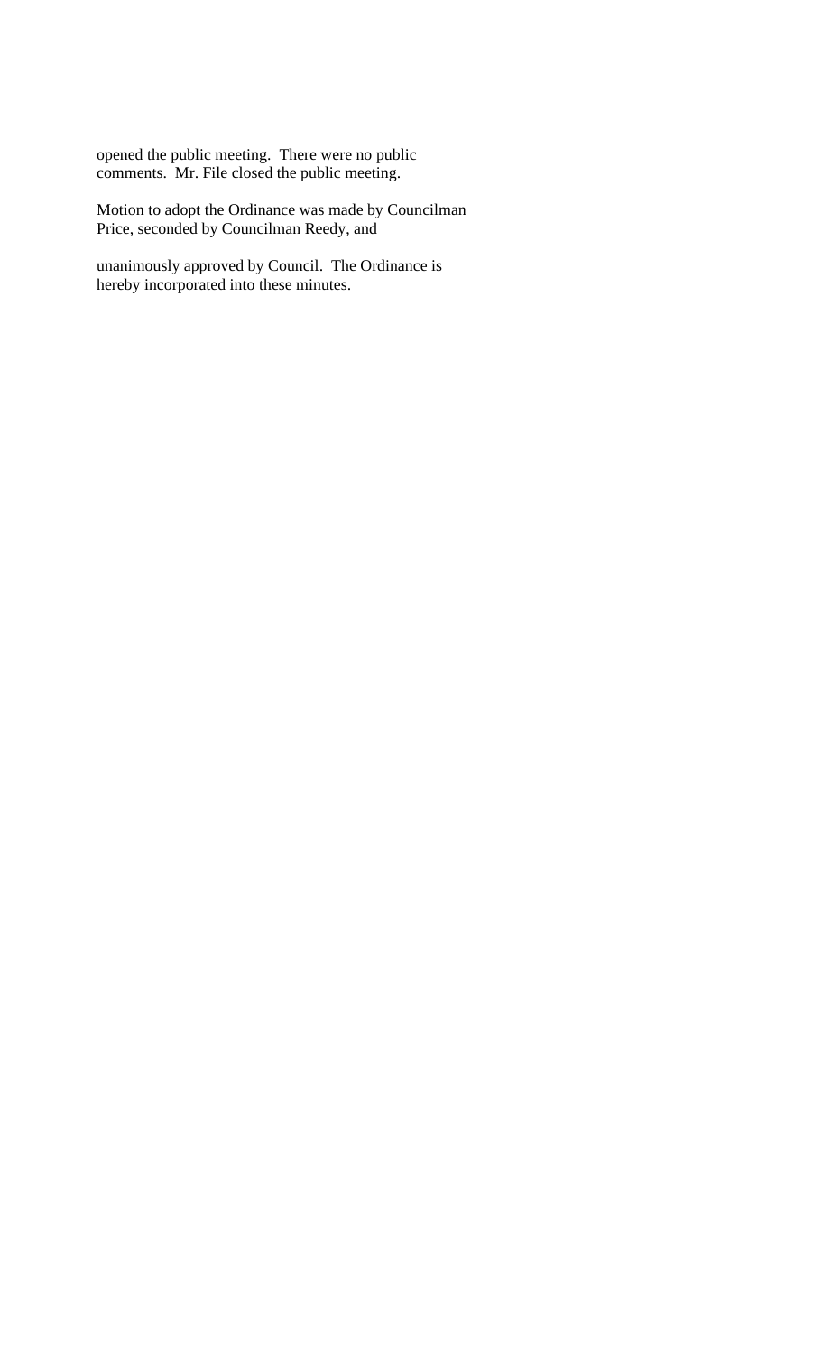opened the public meeting. There were no public comments. Mr. File closed the public meeting.

Motion to adopt the Ordinance was made by Councilman Price, seconded by Councilman Reedy, and

unanimously approved by Council. The Ordinance is hereby incorporated into these minutes.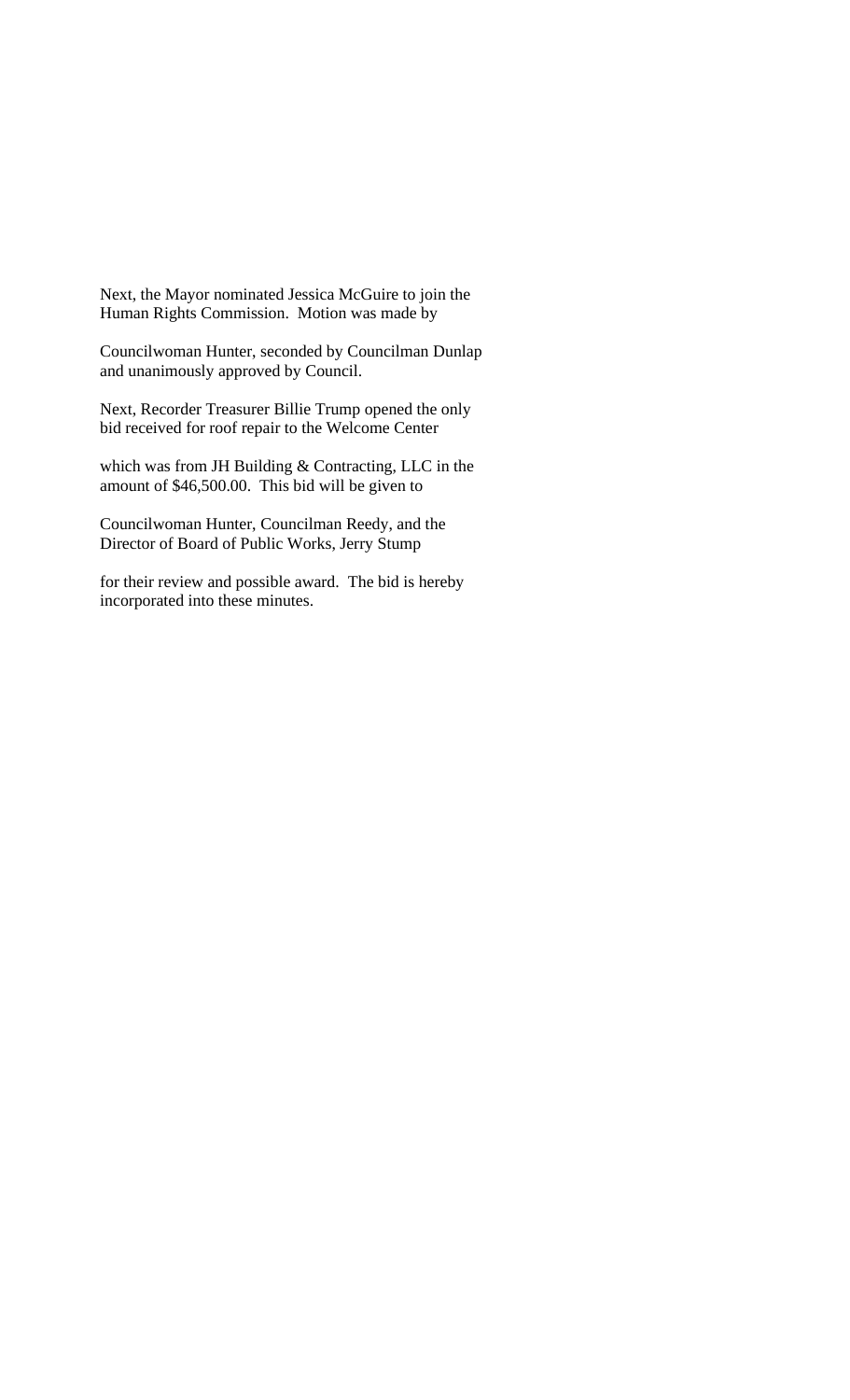Next, the Mayor nominated Jessica McGuire to join the Human Rights Commission. Motion was made by Councilwoman Hunter, seconded by Councilman Dunlap and unanimously approved by Council.

Next, Recorder Treasurer Billie Trump opened the only bid received for roof repair to the Welcome Center which was from JH Building & Contracting, LLC in the amount of $46,500.00. This bid will be given to Councilwoman Hunter, Councilman Reedy, and the Director of Board of Public Works, Jerry Stump for their review and possible award. The bid is hereby incorporated into these minutes.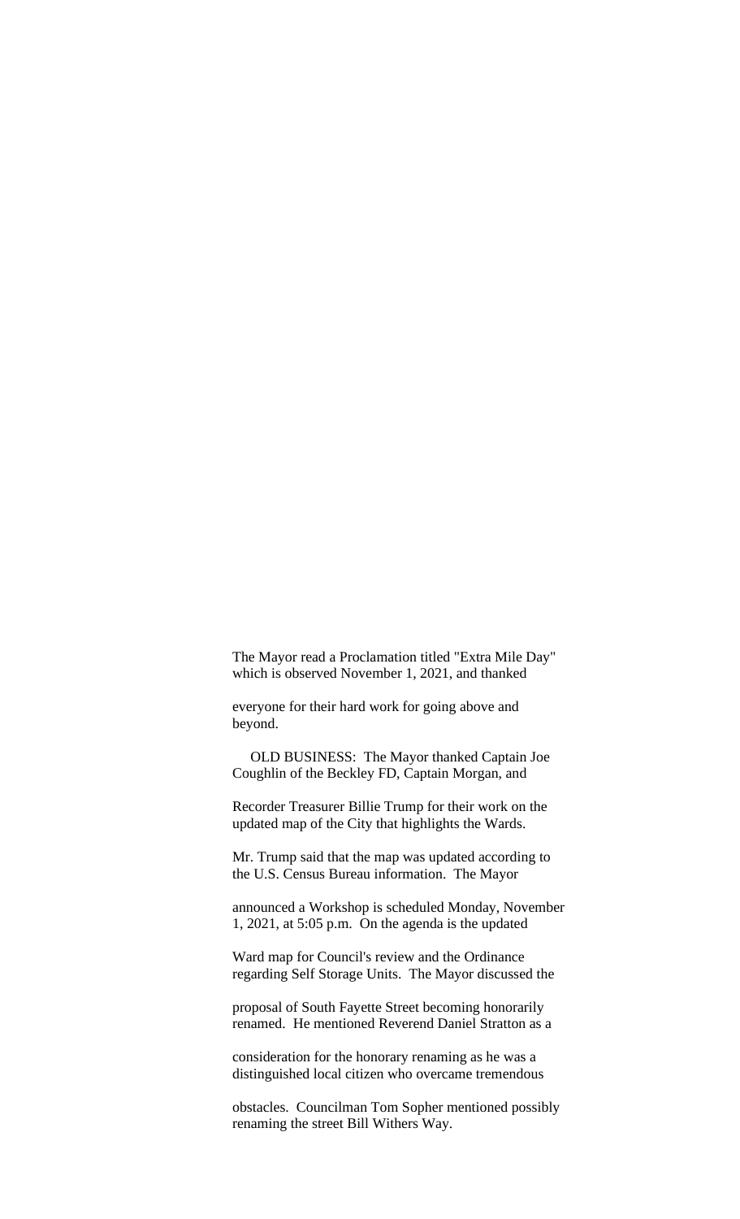The Mayor read a Proclamation titled "Extra Mile Day" which is observed November 1, 2021, and thanked everyone for their hard work for going above and beyond.

OLD BUSINESS: The Mayor thanked Captain Joe Coughlin of the Beckley FD, Captain Morgan, and Recorder Treasurer Billie Trump for their work on the updated map of the City that highlights the Wards. Mr. Trump said that the map was updated according to the U.S. Census Bureau information. The Mayor announced a Workshop is scheduled Monday, November 1, 2021, at 5:05 p.m. On the agenda is the updated Ward map for Council's review and the Ordinance regarding Self Storage Units. The Mayor discussed the proposal of South Fayette Street becoming honorarily renamed. He mentioned Reverend Daniel Stratton as a consideration for the honorary renaming as he was a distinguished local citizen who overcame tremendous obstacles. Councilman Tom Sopher mentioned possibly renaming the street Bill Withers Way.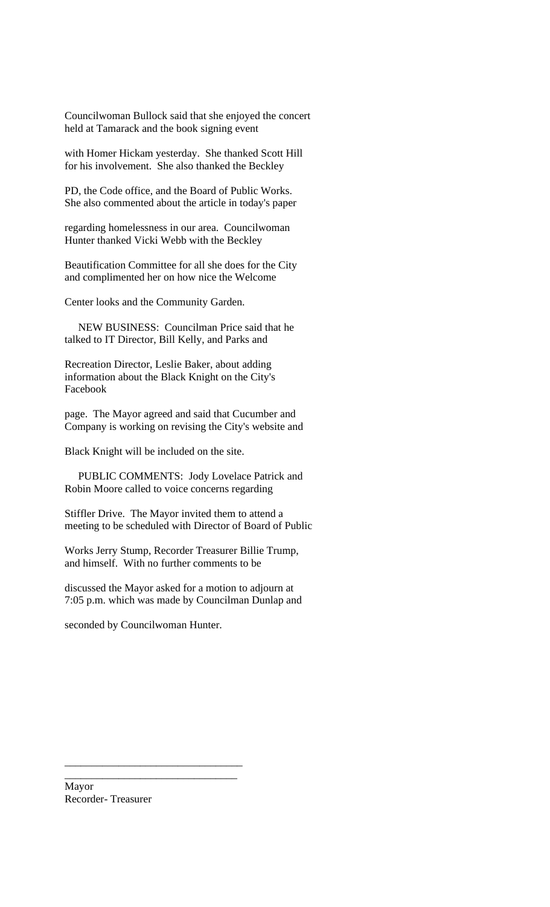Councilwoman Bullock said that she enjoyed the concert held at Tamarack and the book signing event with Homer Hickam yesterday. She thanked Scott Hill for his involvement. She also thanked the Beckley PD, the Code office, and the Board of Public Works. She also commented about the article in today's paper regarding homelessness in our area. Councilwoman Hunter thanked Vicki Webb with the Beckley Beautification Committee for all she does for the City and complimented her on how nice the Welcome Center looks and the Community Garden.

NEW BUSINESS: Councilman Price said that he talked to IT Director, Bill Kelly, and Parks and Recreation Director, Leslie Baker, about adding information about the Black Knight on the City's Facebook page. The Mayor agreed and said that Cucumber and Company is working on revising the City's website and Black Knight will be included on the site.

PUBLIC COMMENTS: Jody Lovelace Patrick and Robin Moore called to voice concerns regarding Stiffler Drive. The Mayor invited them to attend a meeting to be scheduled with Director of Board of Public Works Jerry Stump, Recorder Treasurer Billie Trump, and himself. With no further comments to be discussed the Mayor asked for a motion to adjourn at 7:05 p.m. which was made by Councilman Dunlap and seconded by Councilwoman Hunter.

________________________________

________________________________

Mayor

Recorder- Treasurer